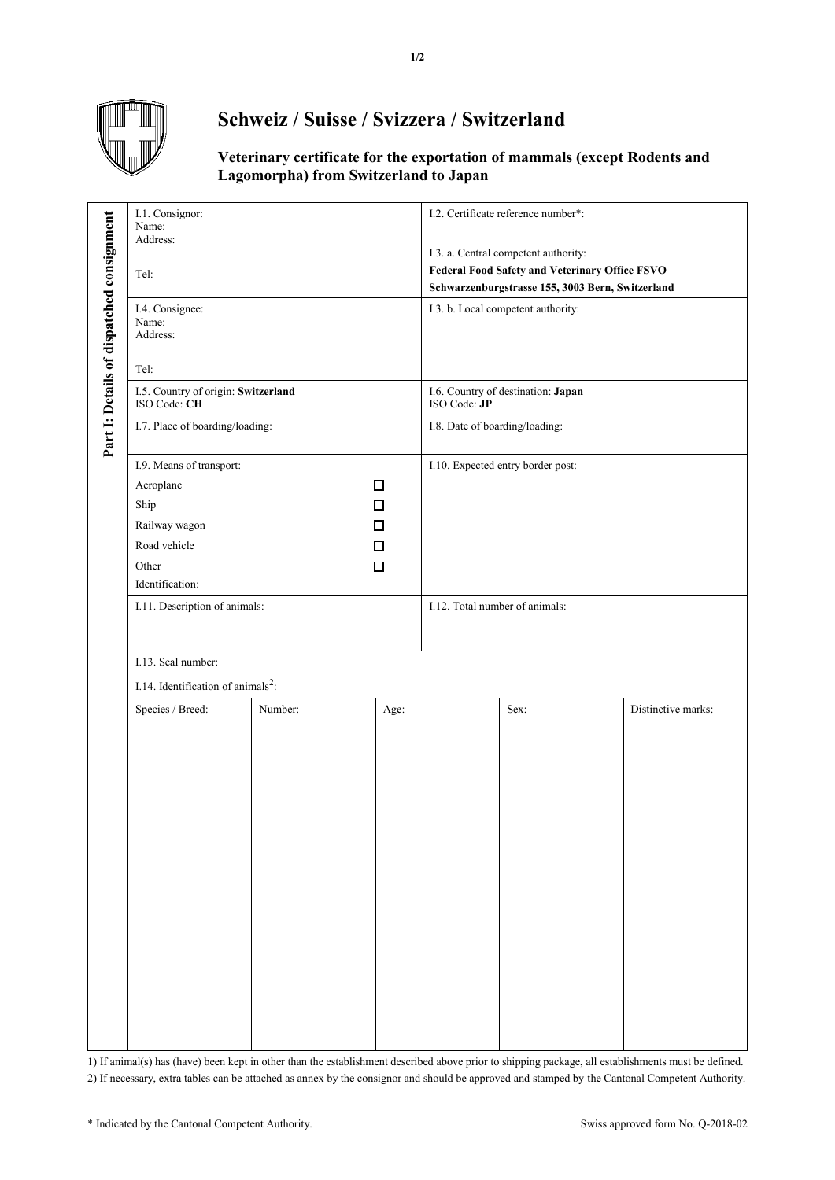# Schweiz / Suisse / Svizzera / Switzerland

## Veterinary certificate for the exportation of mammals (except Rodents and Lagomorpha) from Switzerland to Japan

**Part I: Details of dispatched consignment**

| | |
|---|---|
| I.1. Consignor:<br>Name:<br>Address:<br><br>Tel: | I.2. Certificate reference number*:<br><br>I.3. a. Central competent authority:<br>**Federal Food Safety and Veterinary Office FSVO**<br>**Schwarzenburgstrasse 155, 3003 Bern, Switzerland** |
| I.4. Consignee:<br>Name:<br>Address:<br><br>Tel: | I.3. b. Local competent authority: |
| I.5. Country of origin: **Switzerland**<br>ISO Code: **CH** | I.6. Country of destination: **Japan**<br>ISO Code: **JP** |
| I.7. Place of boarding/loading: | I.8. Date of boarding/loading: |
| I.9. Means of transport:<br>Aeroplane ☐<br>Ship ☐<br>Railway wagon ☐<br>Road vehicle ☐<br>Other ☐<br>Identification: | I.10. Expected entry border post: |
| I.11. Description of animals: | I.12. Total number of animals: |

I.13. Seal number:

I.14. Identification of animals[2]:

| Species / Breed: | Number: | Age: | Sex: | Distinctive marks: |
|---|---|---|---|---|
| | | | | |

1) If animal(s) has (have) been kept in other than the establishment described above prior to shipping package, all establishments must be defined.

2) If necessary, extra tables can be attached as annex by the consignor and should be approved and stamped by the Cantonal Competent Authority.

\* Indicated by the Cantonal Competent Authority.

Swiss approved form No. Q-2018-02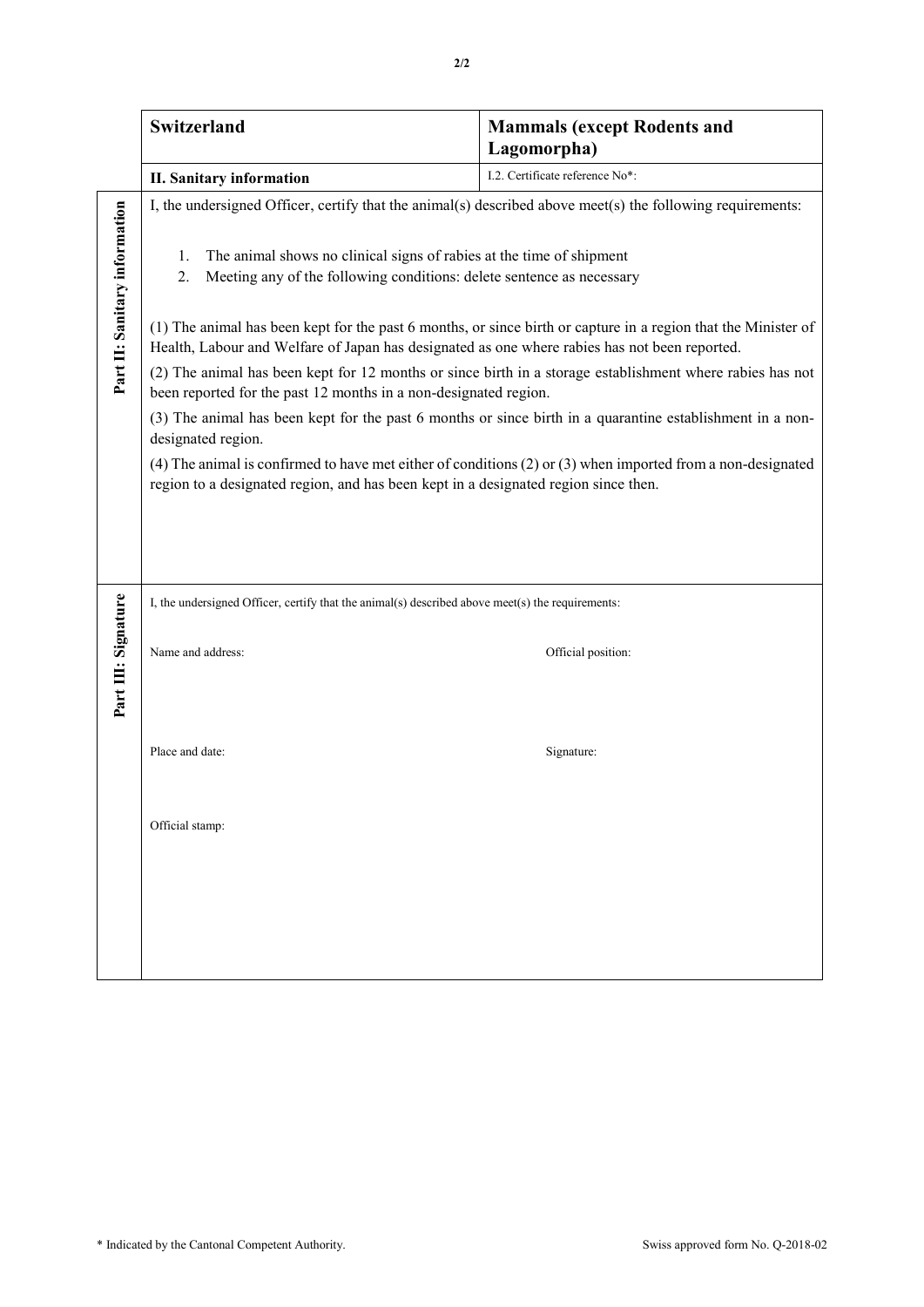| **Switzerland** | **Mammals (except Rodents and Lagomorpha)** |
| --- | --- |
| **II. Sanitary information** | I.2. Certificate reference No*: |

**Part II: Sanitary information**

I, the undersigned Officer, certify that the animal(s) described above meet(s) the following requirements:

1. The animal shows no clinical signs of rabies at the time of shipment
2. Meeting any of the following conditions: delete sentence as necessary

(1) The animal has been kept for the past 6 months, or since birth or capture in a region that the Minister of Health, Labour and Welfare of Japan has designated as one where rabies has not been reported.

(2) The animal has been kept for 12 months or since birth in a storage establishment where rabies has not been reported for the past 12 months in a non-designated region.

(3) The animal has been kept for the past 6 months or since birth in a quarantine establishment in a non-designated region.

(4) The animal is confirmed to have met either of conditions (2) or (3) when imported from a non-designated region to a designated region, and has been kept in a designated region since then.

**Part III: Signature**

I, the undersigned Officer, certify that the animal(s) described above meet(s) the requirements:

Name and address:

Official position:

Place and date:

Signature:

Official stamp:

\* Indicated by the Cantonal Competent Authority.

Swiss approved form No. Q-2018-02